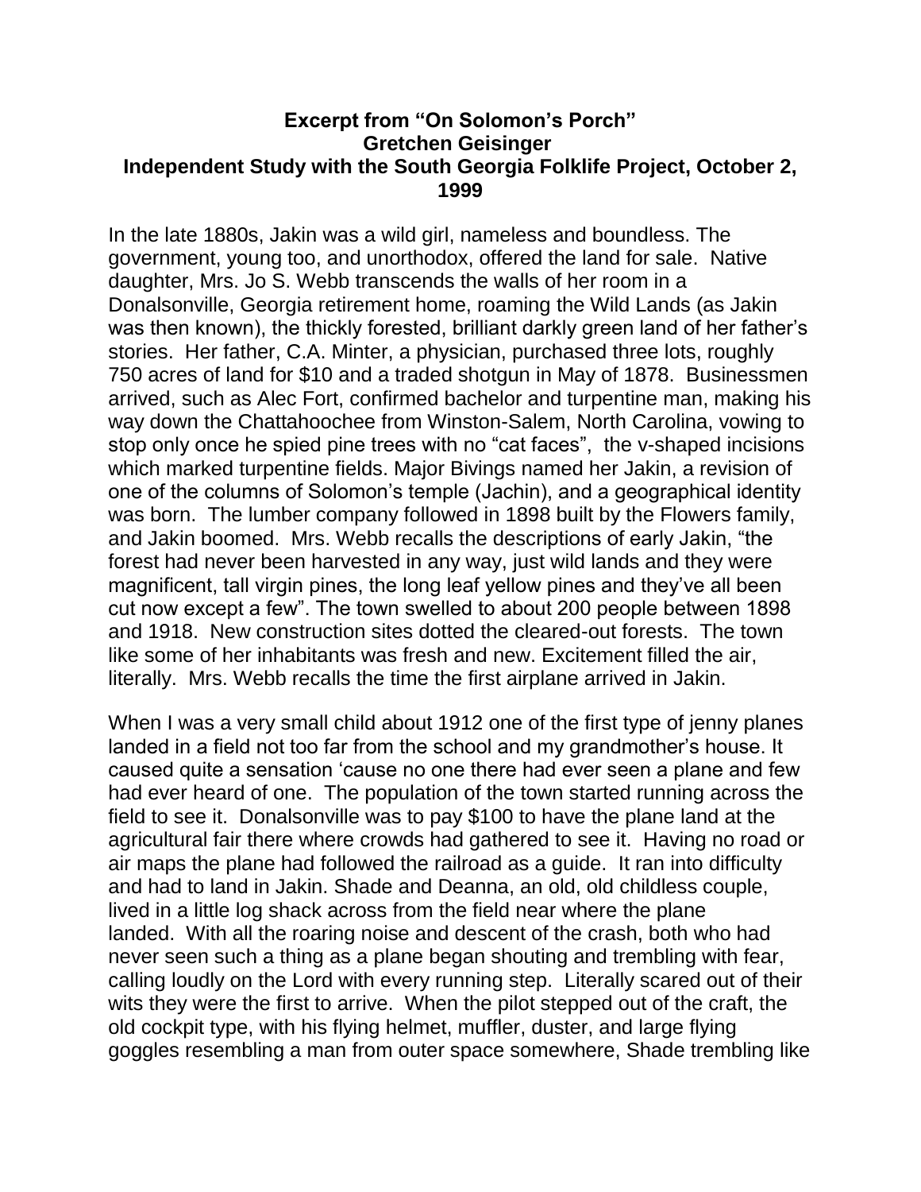**Excerpt from "On Solomon's Porch"**
**Gretchen Geisinger**
**Independent Study with the South Georgia Folklife Project, October 2, 1999**

In the late 1880s, Jakin was a wild girl, nameless and boundless. The government, young too, and unorthodox, offered the land for sale. Native daughter, Mrs. Jo S. Webb transcends the walls of her room in a Donalsonville, Georgia retirement home, roaming the Wild Lands (as Jakin was then known), the thickly forested, brilliant darkly green land of her father's stories. Her father, C.A. Minter, a physician, purchased three lots, roughly 750 acres of land for $10 and a traded shotgun in May of 1878. Businessmen arrived, such as Alec Fort, confirmed bachelor and turpentine man, making his way down the Chattahoochee from Winston-Salem, North Carolina, vowing to stop only once he spied pine trees with no "cat faces", the v-shaped incisions which marked turpentine fields. Major Bivings named her Jakin, a revision of one of the columns of Solomon's temple (Jachin), and a geographical identity was born. The lumber company followed in 1898 built by the Flowers family, and Jakin boomed. Mrs. Webb recalls the descriptions of early Jakin, "the forest had never been harvested in any way, just wild lands and they were magnificent, tall virgin pines, the long leaf yellow pines and they've all been cut now except a few". The town swelled to about 200 people between 1898 and 1918. New construction sites dotted the cleared-out forests. The town like some of her inhabitants was fresh and new. Excitement filled the air, literally. Mrs. Webb recalls the time the first airplane arrived in Jakin.

When I was a very small child about 1912 one of the first type of jenny planes landed in a field not too far from the school and my grandmother's house. It caused quite a sensation 'cause no one there had ever seen a plane and few had ever heard of one. The population of the town started running across the field to see it. Donalsonville was to pay $100 to have the plane land at the agricultural fair there where crowds had gathered to see it. Having no road or air maps the plane had followed the railroad as a guide. It ran into difficulty and had to land in Jakin. Shade and Deanna, an old, old childless couple, lived in a little log shack across from the field near where the plane landed. With all the roaring noise and descent of the crash, both who had never seen such a thing as a plane began shouting and trembling with fear, calling loudly on the Lord with every running step. Literally scared out of their wits they were the first to arrive. When the pilot stepped out of the craft, the old cockpit type, with his flying helmet, muffler, duster, and large flying goggles resembling a man from outer space somewhere, Shade trembling like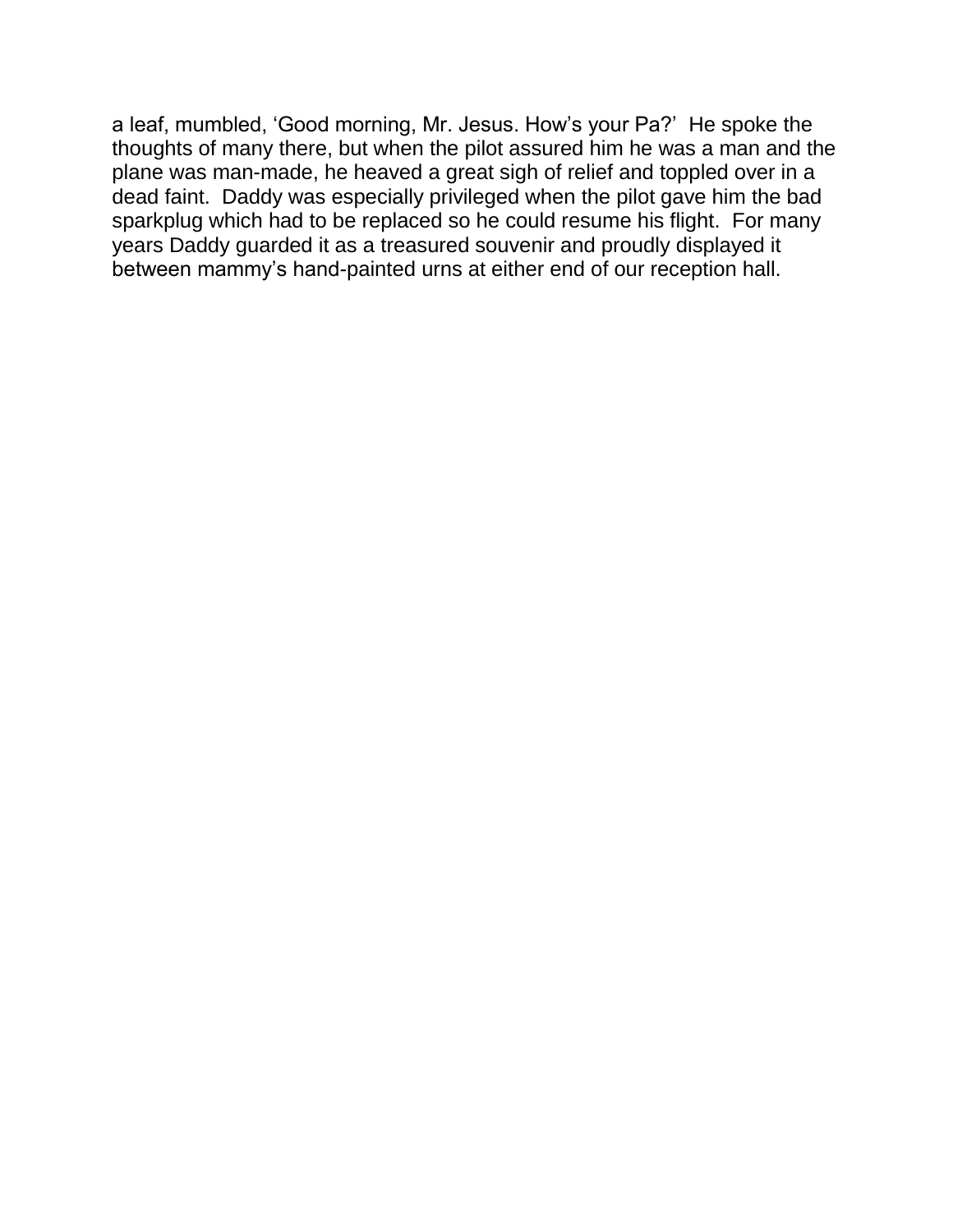a leaf, mumbled, 'Good morning, Mr. Jesus. How's your Pa?' He spoke the thoughts of many there, but when the pilot assured him he was a man and the plane was man-made, he heaved a great sigh of relief and toppled over in a dead faint. Daddy was especially privileged when the pilot gave him the bad sparkplug which had to be replaced so he could resume his flight. For many years Daddy guarded it as a treasured souvenir and proudly displayed it between mammy's hand-painted urns at either end of our reception hall.